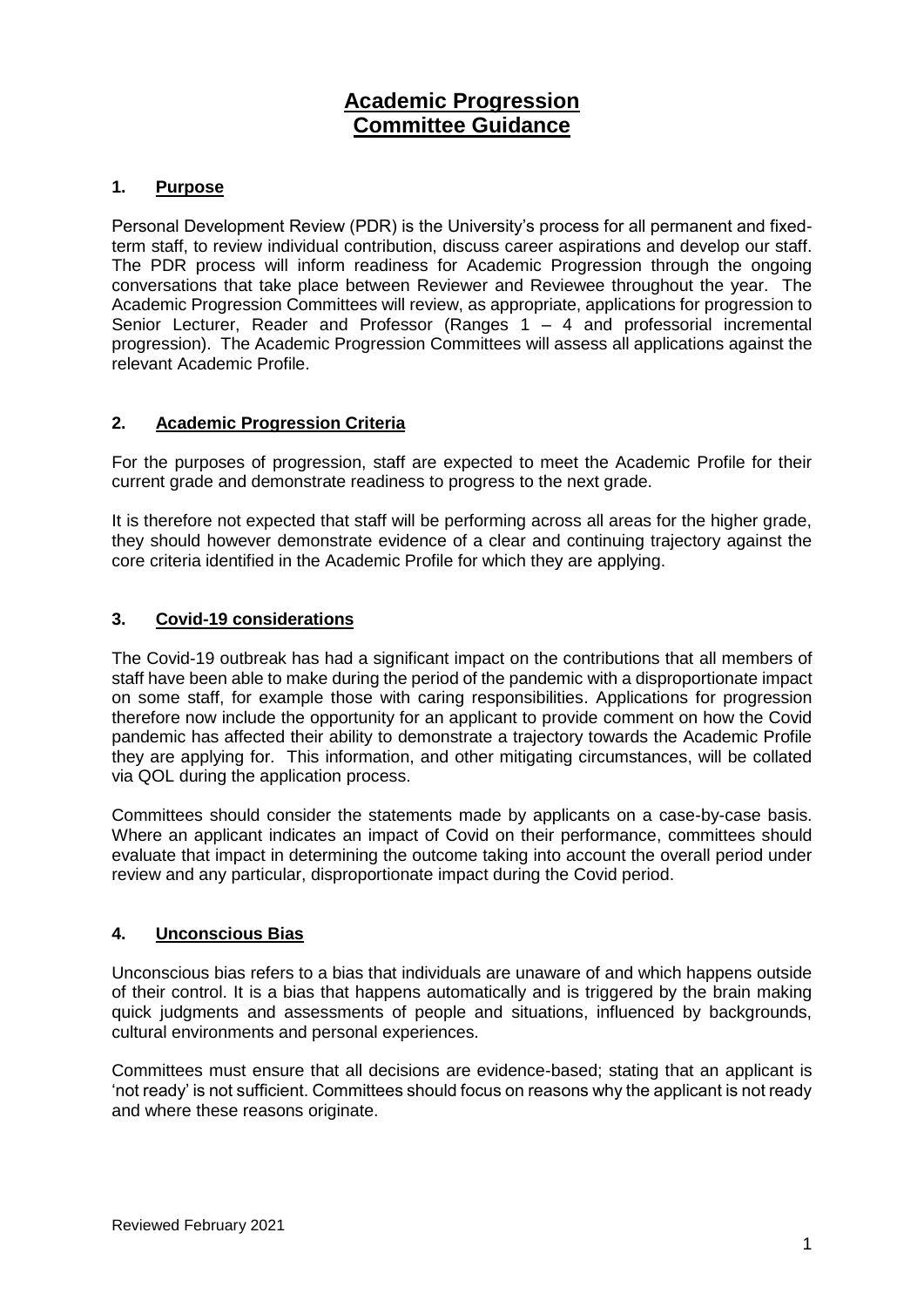# Academic Progression Committee Guidance

## 1. Purpose

Personal Development Review (PDR) is the University's process for all permanent and fixed-term staff, to review individual contribution, discuss career aspirations and develop our staff. The PDR process will inform readiness for Academic Progression through the ongoing conversations that take place between Reviewer and Reviewee throughout the year. The Academic Progression Committees will review, as appropriate, applications for progression to Senior Lecturer, Reader and Professor (Ranges 1 – 4 and professorial incremental progression). The Academic Progression Committees will assess all applications against the relevant Academic Profile.

## 2. Academic Progression Criteria

For the purposes of progression, staff are expected to meet the Academic Profile for their current grade and demonstrate readiness to progress to the next grade.

It is therefore not expected that staff will be performing across all areas for the higher grade, they should however demonstrate evidence of a clear and continuing trajectory against the core criteria identified in the Academic Profile for which they are applying.

## 3. Covid-19 considerations

The Covid-19 outbreak has had a significant impact on the contributions that all members of staff have been able to make during the period of the pandemic with a disproportionate impact on some staff, for example those with caring responsibilities. Applications for progression therefore now include the opportunity for an applicant to provide comment on how the Covid pandemic has affected their ability to demonstrate a trajectory towards the Academic Profile they are applying for. This information, and other mitigating circumstances, will be collated via QOL during the application process.

Committees should consider the statements made by applicants on a case-by-case basis. Where an applicant indicates an impact of Covid on their performance, committees should evaluate that impact in determining the outcome taking into account the overall period under review and any particular, disproportionate impact during the Covid period.

## 4. Unconscious Bias

Unconscious bias refers to a bias that individuals are unaware of and which happens outside of their control. It is a bias that happens automatically and is triggered by the brain making quick judgments and assessments of people and situations, influenced by backgrounds, cultural environments and personal experiences.

Committees must ensure that all decisions are evidence-based; stating that an applicant is 'not ready' is not sufficient. Committees should focus on reasons why the applicant is not ready and where these reasons originate.

Reviewed February 2021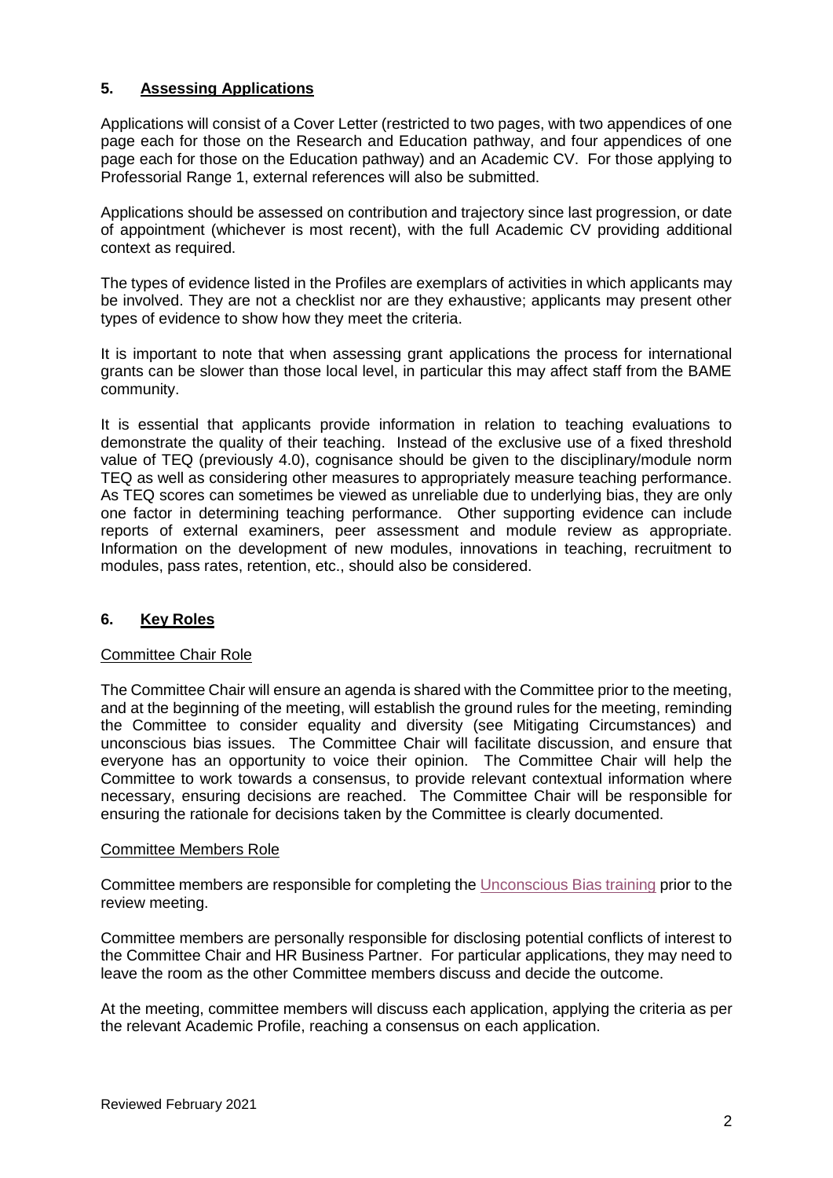## 5. Assessing Applications

Applications will consist of a Cover Letter (restricted to two pages, with two appendices of one page each for those on the Research and Education pathway, and four appendices of one page each for those on the Education pathway) and an Academic CV. For those applying to Professorial Range 1, external references will also be submitted.

Applications should be assessed on contribution and trajectory since last progression, or date of appointment (whichever is most recent), with the full Academic CV providing additional context as required.

The types of evidence listed in the Profiles are exemplars of activities in which applicants may be involved. They are not a checklist nor are they exhaustive; applicants may present other types of evidence to show how they meet the criteria.

It is important to note that when assessing grant applications the process for international grants can be slower than those local level, in particular this may affect staff from the BAME community.

It is essential that applicants provide information in relation to teaching evaluations to demonstrate the quality of their teaching. Instead of the exclusive use of a fixed threshold value of TEQ (previously 4.0), cognisance should be given to the disciplinary/module norm TEQ as well as considering other measures to appropriately measure teaching performance. As TEQ scores can sometimes be viewed as unreliable due to underlying bias, they are only one factor in determining teaching performance. Other supporting evidence can include reports of external examiners, peer assessment and module review as appropriate. Information on the development of new modules, innovations in teaching, recruitment to modules, pass rates, retention, etc., should also be considered.

## 6. Key Roles

### Committee Chair Role

The Committee Chair will ensure an agenda is shared with the Committee prior to the meeting, and at the beginning of the meeting, will establish the ground rules for the meeting, reminding the Committee to consider equality and diversity (see Mitigating Circumstances) and unconscious bias issues. The Committee Chair will facilitate discussion, and ensure that everyone has an opportunity to voice their opinion. The Committee Chair will help the Committee to work towards a consensus, to provide relevant contextual information where necessary, ensuring decisions are reached. The Committee Chair will be responsible for ensuring the rationale for decisions taken by the Committee is clearly documented.

### Committee Members Role

Committee members are responsible for completing the Unconscious Bias training prior to the review meeting.

Committee members are personally responsible for disclosing potential conflicts of interest to the Committee Chair and HR Business Partner. For particular applications, they may need to leave the room as the other Committee members discuss and decide the outcome.

At the meeting, committee members will discuss each application, applying the criteria as per the relevant Academic Profile, reaching a consensus on each application.

Reviewed February 2021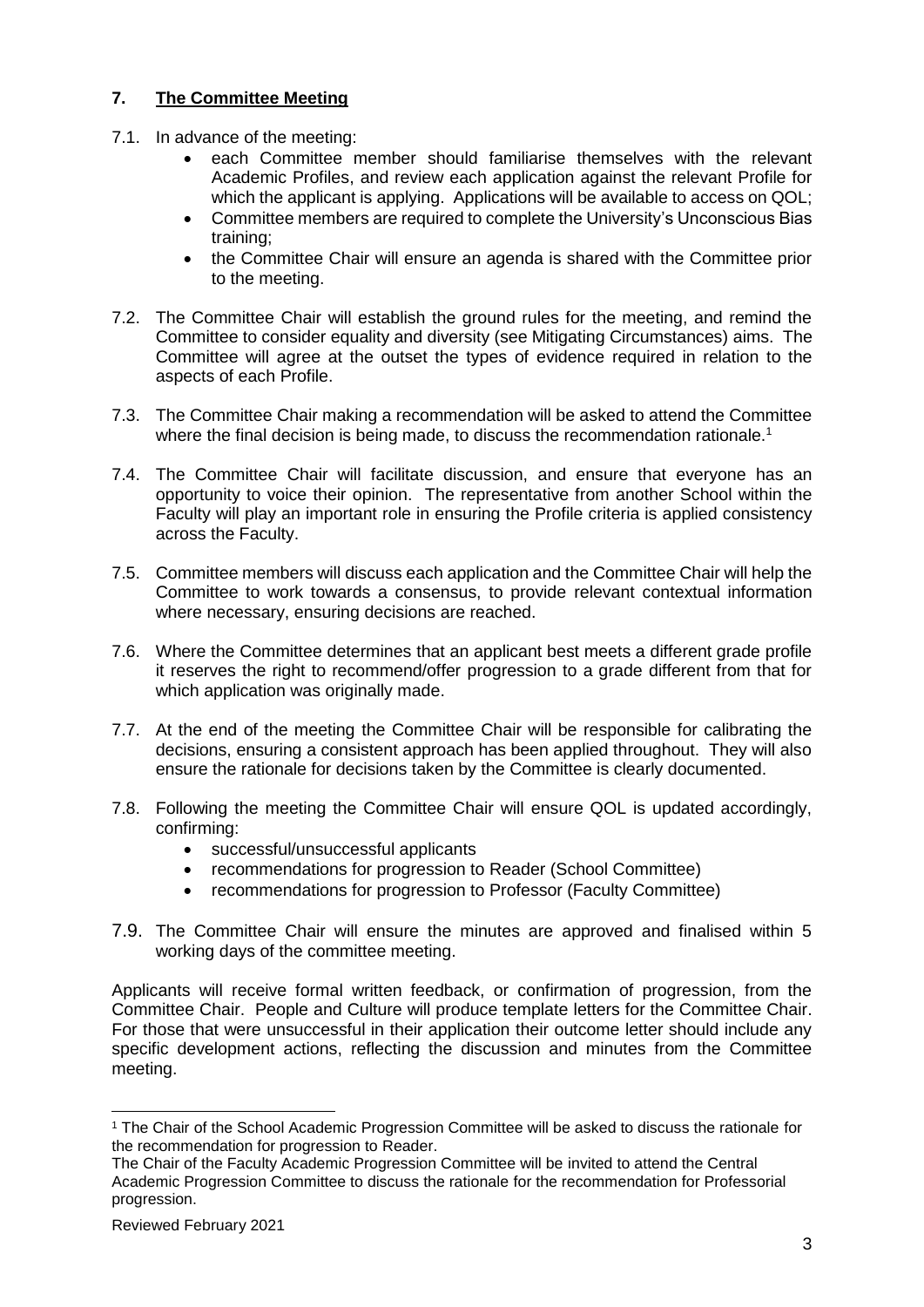## 7. **The Committee Meeting**

7.1. In advance of the meeting:

- each Committee member should familiarise themselves with the relevant Academic Profiles, and review each application against the relevant Profile for which the applicant is applying. Applications will be available to access on QOL;
- Committee members are required to complete the University's Unconscious Bias training;
- the Committee Chair will ensure an agenda is shared with the Committee prior to the meeting.

7.2. The Committee Chair will establish the ground rules for the meeting, and remind the Committee to consider equality and diversity (see Mitigating Circumstances) aims. The Committee will agree at the outset the types of evidence required in relation to the aspects of each Profile.

7.3. The Committee Chair making a recommendation will be asked to attend the Committee where the final decision is being made, to discuss the recommendation rationale.[1]

7.4. The Committee Chair will facilitate discussion, and ensure that everyone has an opportunity to voice their opinion. The representative from another School within the Faculty will play an important role in ensuring the Profile criteria is applied consistency across the Faculty.

7.5. Committee members will discuss each application and the Committee Chair will help the Committee to work towards a consensus, to provide relevant contextual information where necessary, ensuring decisions are reached.

7.6. Where the Committee determines that an applicant best meets a different grade profile it reserves the right to recommend/offer progression to a grade different from that for which application was originally made.

7.7. At the end of the meeting the Committee Chair will be responsible for calibrating the decisions, ensuring a consistent approach has been applied throughout. They will also ensure the rationale for decisions taken by the Committee is clearly documented.

7.8. Following the meeting the Committee Chair will ensure QOL is updated accordingly, confirming:

- successful/unsuccessful applicants
- recommendations for progression to Reader (School Committee)
- recommendations for progression to Professor (Faculty Committee)

7.9. The Committee Chair will ensure the minutes are approved and finalised within 5 working days of the committee meeting.

Applicants will receive formal written feedback, or confirmation of progression, from the Committee Chair. People and Culture will produce template letters for the Committee Chair. For those that were unsuccessful in their application their outcome letter should include any specific development actions, reflecting the discussion and minutes from the Committee meeting.

---

[1] The Chair of the School Academic Progression Committee will be asked to discuss the rationale for the recommendation for progression to Reader.
The Chair of the Faculty Academic Progression Committee will be invited to attend the Central Academic Progression Committee to discuss the rationale for the recommendation for Professorial progression.

Reviewed February 2021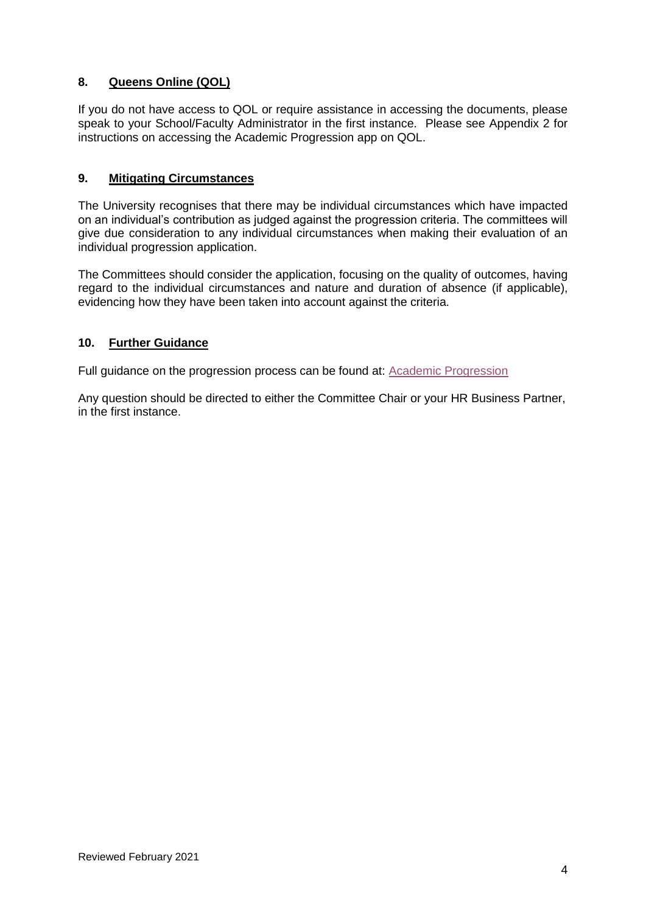## 8. Queens Online (QOL)

If you do not have access to QOL or require assistance in accessing the documents, please speak to your School/Faculty Administrator in the first instance. Please see Appendix 2 for instructions on accessing the Academic Progression app on QOL.

## 9. Mitigating Circumstances

The University recognises that there may be individual circumstances which have impacted on an individual's contribution as judged against the progression criteria. The committees will give due consideration to any individual circumstances when making their evaluation of an individual progression application.

The Committees should consider the application, focusing on the quality of outcomes, having regard to the individual circumstances and nature and duration of absence (if applicable), evidencing how they have been taken into account against the criteria.

## 10. Further Guidance

Full guidance on the progression process can be found at: Academic Progression

Any question should be directed to either the Committee Chair or your HR Business Partner, in the first instance.

Reviewed February 2021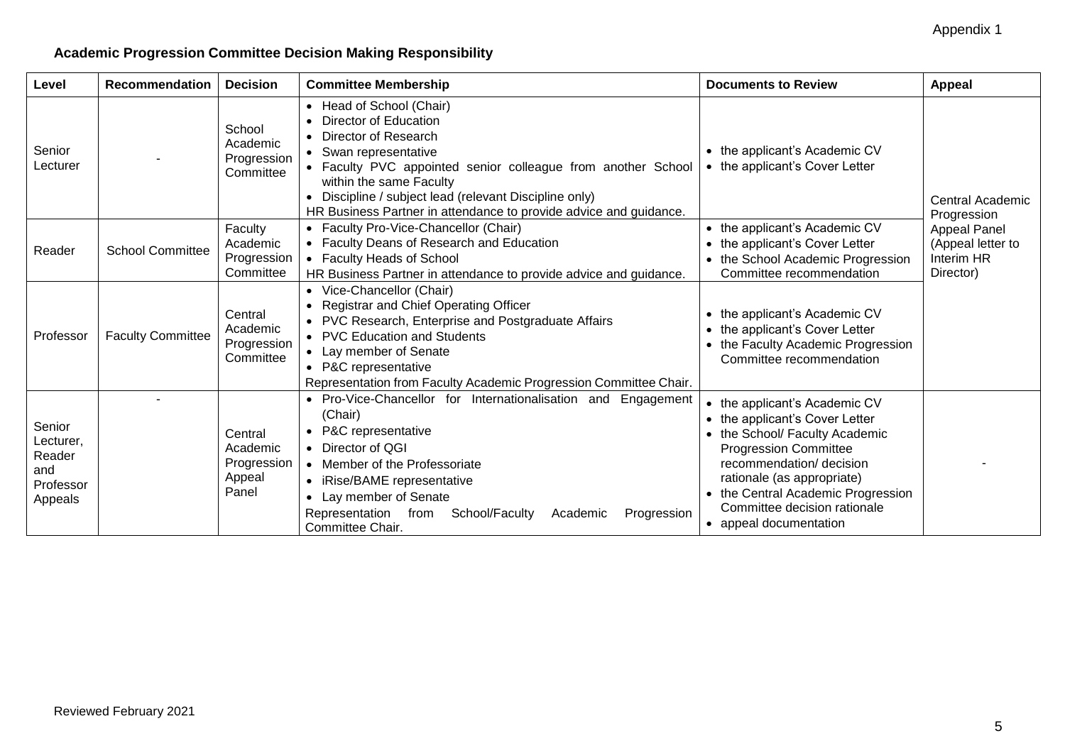Appendix 1

### Academic Progression Committee Decision Making Responsibility

| Level | Recommendation | Decision | Committee Membership | Documents to Review | Appeal |
|---|---|---|---|---|---|
| Senior Lecturer | - | School Academic Progression Committee | • Head of School (Chair)<br>• Director of Education<br>• Director of Research<br>• Swan representative<br>• Faculty PVC appointed senior colleague from another School within the same Faculty<br>• Discipline / subject lead (relevant Discipline only)<br>HR Business Partner in attendance to provide advice and guidance. | • the applicant's Academic CV<br>• the applicant's Cover Letter | Central Academic Progression Appeal Panel (Appeal letter to Interim HR Director) |
| Reader | School Committee | Faculty Academic Progression Committee | • Faculty Pro-Vice-Chancellor (Chair)<br>• Faculty Deans of Research and Education<br>• Faculty Heads of School<br>HR Business Partner in attendance to provide advice and guidance. | • the applicant's Academic CV<br>• the applicant's Cover Letter<br>• the School Academic Progression Committee recommendation | |
| Professor | Faculty Committee | Central Academic Progression Committee | • Vice-Chancellor (Chair)<br>• Registrar and Chief Operating Officer<br>• PVC Research, Enterprise and Postgraduate Affairs<br>• PVC Education and Students<br>• Lay member of Senate<br>• P&C representative<br>Representation from Faculty Academic Progression Committee Chair. | • the applicant's Academic CV<br>• the applicant's Cover Letter<br>• the Faculty Academic Progression Committee recommendation | |
| Senior Lecturer, Reader and Professor Appeals | - | Central Academic Progression Appeal Panel | • Pro-Vice-Chancellor for Internationalisation and Engagement (Chair)<br>• P&C representative<br>• Director of QGI<br>• Member of the Professoriate<br>• iRise/BAME representative<br>• Lay member of Senate<br>Representation from School/Faculty Academic Progression Committee Chair. | • the applicant's Academic CV<br>• the applicant's Cover Letter<br>• the School/ Faculty Academic Progression Committee recommendation/ decision rationale (as appropriate)<br>• the Central Academic Progression Committee decision rationale<br>• appeal documentation | - |

Reviewed February 2021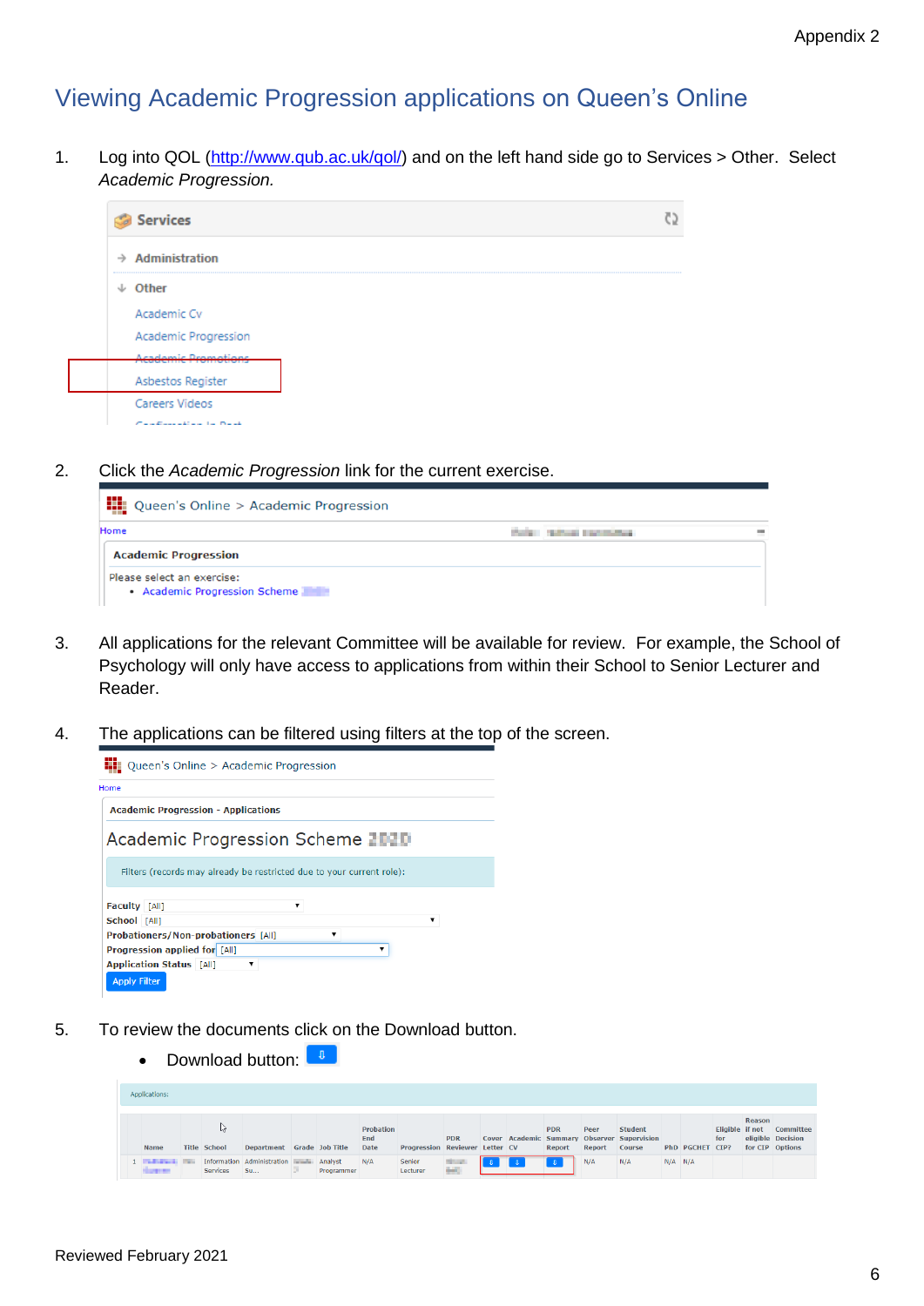Appendix 2

# Viewing Academic Progression applications on Queen's Online

1. Log into QOL (http://www.qub.ac.uk/qol/) and on the left hand side go to Services > Other. Select *Academic Progression.*

2. Click the *Academic Progression* link for the current exercise.

3. All applications for the relevant Committee will be available for review. For example, the School of Psychology will only have access to applications from within their School to Senior Lecturer and Reader.

4. The applications can be filtered using filters at the top of the screen.

5. To review the documents click on the Download button.
   - Download button:

Reviewed February 2021